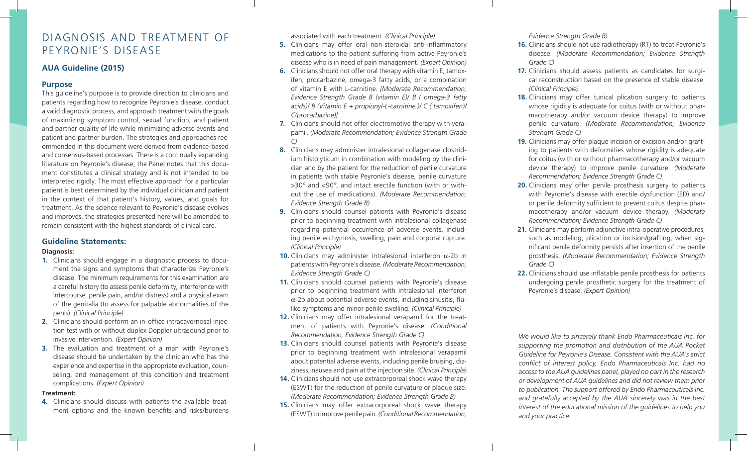# DIAGNOSIS AND TREATMENT OF PEYRONIE'S DISEASE

## AUA Guideline (2015)

### Purpose

This guideline's purpose is to provide direction to clinicians and patients regarding how to recognize Peyronie's disease, conduct a valid diagnostic process, and approach treatment with the goals of maximizing symptom control, sexual function, and patient and partner quality of life while minimizing adverse events and patient and partner burden. The strategies and approaches recommended in this document were derived from evidence-based and consensus-based processes. There is a continually expanding literature on Peyronie's disease; the Panel notes that this document constitutes a clinical strategy and is not intended to be interpreted rigidly. The most effective approach for a particular patient is best determined by the individual clinician and patient in the context of that patient's history, values, and goals for treatment. As the science relevant to Peyronie's disease evolves and improves, the strategies presented here will be amended to remain consistent with the highest standards of clinical care.

### Guideline Statements:

**Diagnosis:**

1. Clinicians should engage in a diagnostic process to document the signs and symptoms that characterize Peyronie's disease. The minimum requirements for this examination are a careful history (to assess penile deformity, interference with intercourse, penile pain, and/or distress) and a physical exam of the genitalia (to assess for palpable abnormalities of the penis). *(Clinical Principle)*
2. Clinicians should perform an in-office intracavernosal injection test with or without duplex Doppler ultrasound prior to invasive intervention. *(Expert Opinion)*
3. The evaluation and treatment of a man with Peyronie's disease should be undertaken by the clinician who has the experience and expertise in the appropriate evaluation, counseling, and management of this condition and treatment complications. *(Expert Opinion)*

**Treatment:**

4. Clinicians should discuss with patients the available treatment options and the known benefits and risks/burdens associated with each treatment. *(Clinical Principle)*
5. Clinicians may offer oral non-steroidal anti-inflammatory medications to the patient suffering from active Peyronie's disease who is in need of pain management. *(Expert Opinion)*
6. Clinicians should not offer oral therapy with vitamin E, tamoxifen, procarbazine, omega-3 fatty acids, or a combination of vitamin E with L-carnitine. *[Moderate Recommendation; Evidence Strength Grade B (vitamin E)/ B ( omega-3 fatty acids)/ B (Vitamin E + propionyl-L-carnitine )/ C ( tamoxifen)/ C(procarbazine)]*
7. Clinicians should not offer electromotive therapy with verapamil. *(Moderate Recommendation; Evidence Strength Grade C)*
8. Clinicians may administer intralesional collagenase clostridium histolyticum in combination with modeling by the clinician and by the patient for the reduction of penile curvature in patients with stable Peyronie's disease, penile curvature >30° and <90°, and intact erectile function (with or without the use of medications). *(Moderate Recommendation; Evidence Strength Grade B)*
9. Clinicians should counsel patients with Peyronie's disease prior to beginning treatment with intralesional collagenase regarding potential occurrence of adverse events, including penile ecchymosis, swelling, pain and corporal rupture. *(Clinical Principle)*
10. Clinicians may administer intralesional interferon $\alpha$-2b in patients with Peyronie's disease. *(Moderate Recommendation; Evidence Strength Grade C)*
11. Clinicians should counsel patients with Peyronie's disease prior to beginning treatment with intralesional interferon $\alpha$-2b about potential adverse events, including sinusitis, flu-like symptoms and minor penile swelling. *(Clinical Principle)*
12. Clinicians may offer intralesional verapamil for the treatment of patients with Peyronie's disease. *(Conditional Recommendation; Evidence Strength Grade C)*
13. Clinicians should counsel patients with Peyronie's disease prior to beginning treatment with intralesional verapamil about potential adverse events, including penile bruising, dizziness, nausea and pain at the injection site. *(Clinical Principle)*
14. Clinicians should not use extracorporeal shock wave therapy (ESWT) for the reduction of penile curvature or plaque size. *(Moderate Recommendation; Evidence Strength Grade B)*
15. Clinicians may offer extracorporeal shock wave therapy (ESWT) to improve penile pain. *(Conditional Recommendation; Evidence Strength Grade B)*
16. Clinicians should not use radiotherapy (RT) to treat Peyronie's disease. *(Moderate Recommendation; Evidence Strength Grade C)*
17. Clinicians should assess patients as candidates for surgical reconstruction based on the presence of stable disease. *(Clinical Principle)*
18. Clinicians may offer tunical plication surgery to patients whose rigidity is adequate for coitus (with or without pharmacotherapy and/or vacuum device therapy) to improve penile curvature. *(Moderate Recommendation; Evidence Strength Grade C)*
19. Clinicians may offer plaque incision or excision and/or grafting to patients with deformities whose rigidity is adequate for coitus (with or without pharmacotherapy and/or vacuum device therapy) to improve penile curvature. *(Moderate Recommendation; Evidence Strength Grade C)*
20. Clinicians may offer penile prosthesis surgery to patients with Peyronie's disease with erectile dysfunction (ED) and/or penile deformity sufficient to prevent coitus despite pharmacotherapy and/or vacuum device therapy. *(Moderate Recommendation; Evidence Strength Grade C)*
21. Clinicians may perform adjunctive intra-operative procedures, such as modeling, plication or incision/grafting, when significant penile deformity persists after insertion of the penile prosthesis. *(Moderate Recommendation; Evidence Strength Grade C)*
22. Clinicians should use inflatable penile prosthesis for patients undergoing penile prosthetic surgery for the treatment of Peyronie's disease. *(Expert Opinion)*

*We would like to sincerely thank Endo Pharmaceuticals Inc. for supporting the promotion and distribution of the AUA Pocket Guideline for Peyronie's Disease. Consistent with the AUA's strict conflict of interest policy, Endo Pharmaceuticals Inc. had no access to the AUA guidelines panel, played no part in the research or development of AUA guidelines and did not review them prior to publication. The support offered by Endo Pharmaceuticals Inc. and gratefully accepted by the AUA sincerely was in the best interest of the educational mission of the guidelines to help you and your practice.*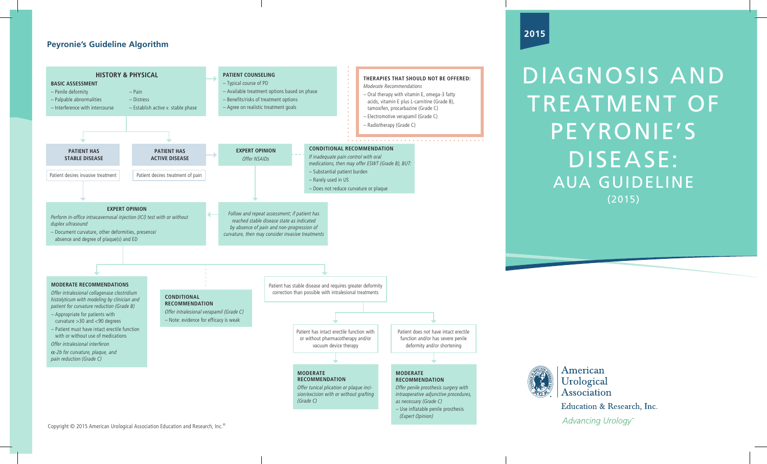## Peyronie's Guideline Algorithm

### HISTORY & PHYSICAL

**BASIC ASSESSMENT**

- Penile deformity
- Palpable abnormalities
- Interference with intercourse
- Pain
- Distress
- Establish active v. stable phase

### PATIENT COUNSELING

- Typical course of PD
- Available treatment options based on phase
- Benefits/risks of treatment options
- Agree on realistic treatment goals

### THERAPIES THAT SHOULD NOT BE OFFERED:

*Moderate Recommendations*

- Oral therapy with vitamin E, omega-3 fatty acids, vitamin E plus L-carnitine (Grade B), tamoxifen, procarbazine (Grade C)
- Electromotive verapamil (Grade C)
- Radiotherapy (Grade C)

**PATIENT HAS STABLE DISEASE**

Patient desires invasive treatment

**PATIENT HAS ACTIVE DISEASE**

Patient desires treatment of pain

**EXPERT OPINION**

*Offer NSAIDs*

**CONDITIONAL RECOMMENDATION**

*If inadequate pain control with oral medications, then may offer ESWT (Grade B), BUT:*

- Substantial patient burden
- Rarely used in US
- Does not reduce curvature or plaque

*Follow and repeat assessment; if patient has reached stable disease state as indicated by absence of pain and non-progression of curvature, then may consider invasive treatments*

**EXPERT OPINION**

*Perform in-office intracavernosal injection (ICI) test with or without duplex ultrasound*

- Document curvature, other deformities, presence/absence and degree of plaque(s) and ED

**MODERATE RECOMMENDATIONS**

*Offer intralesional collagenase clostridium histolyticum with modeling by clinician and patient for curvature reduction (Grade B)*

- Appropriate for patients with curvature >30 and <90 degrees
- Patient must have intact erectile function with or without use of medications

*Offer intralesional interferon $\alpha$-2b for curvature, plaque, and pain reduction (Grade C)*

**CONDITIONAL RECOMMENDATION**

*Offer intralesional verapamil (Grade C)*

- Note: evidence for efficacy is weak

Patient has stable disease and requires greater deformity correction than possible with intralesional treatments

Patient has intact erectile function with or without pharmacotherapy and/or vacuum device therapy

**MODERATE RECOMMENDATION**

*Offer tunical plication or plaque incision/excision with or without grafting (Grade C)*

Patient does not have intact erectile function and/or has severe penile deformity and/or shortening

**MODERATE RECOMMENDATION**

*Offer penile prosthesis surgery with intraoperative adjunctive procedures, as necessary (Grade C)*

- Use inflatable penile prosthesis *(Expert Opinion)*

Copyright © 2015 American Urological Association Education and Research, Inc.®

2015

# DIAGNOSIS AND TREATMENT OF PEYRONIE'S DISEASE: AUA GUIDELINE (2015)

American Urological Association

Education & Research, Inc.

*Advancing Urology™*